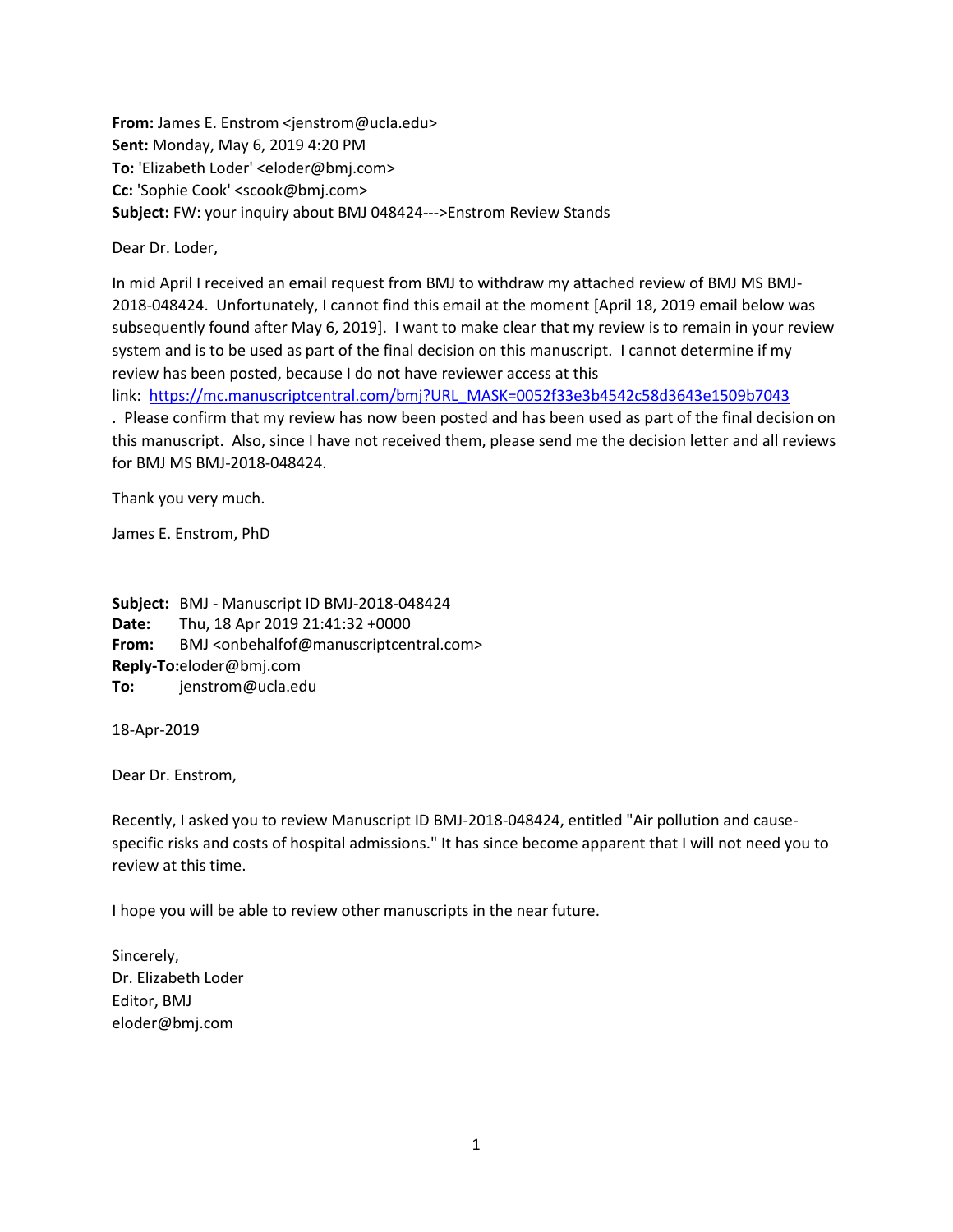**From:** James E. Enstrom <jenstrom@ucla.edu>
**Sent:** Monday, May 6, 2019 4:20 PM
**To:** 'Elizabeth Loder' <eloder@bmj.com>
**Cc:** 'Sophie Cook' <scook@bmj.com>
**Subject:** FW: your inquiry about BMJ 048424--->Enstrom Review Stands

Dear Dr. Loder,

In mid April I received an email request from BMJ to withdraw my attached review of BMJ MS BMJ-2018-048424. Unfortunately, I cannot find this email at the moment [April 18, 2019 email below was subsequently found after May 6, 2019]. I want to make clear that my review is to remain in your review system and is to be used as part of the final decision on this manuscript. I cannot determine if my review has been posted, because I do not have reviewer access at this link: https://mc.manuscriptcentral.com/bmj?URL_MASK=0052f33e3b4542c58d3643e1509b7043 . Please confirm that my review has now been posted and has been used as part of the final decision on this manuscript. Also, since I have not received them, please send me the decision letter and all reviews for BMJ MS BMJ-2018-048424.

Thank you very much.

James E. Enstrom, PhD

**Subject:** BMJ - Manuscript ID BMJ-2018-048424
**Date:** Thu, 18 Apr 2019 21:41:32 +0000
**From:** BMJ <onbehalfof@manuscriptcentral.com>
**Reply-To:** eloder@bmj.com
**To:** jenstrom@ucla.edu

18-Apr-2019

Dear Dr. Enstrom,

Recently, I asked you to review Manuscript ID BMJ-2018-048424, entitled "Air pollution and cause-specific risks and costs of hospital admissions." It has since become apparent that I will not need you to review at this time.

I hope you will be able to review other manuscripts in the near future.

Sincerely,
Dr. Elizabeth Loder
Editor, BMJ
eloder@bmj.com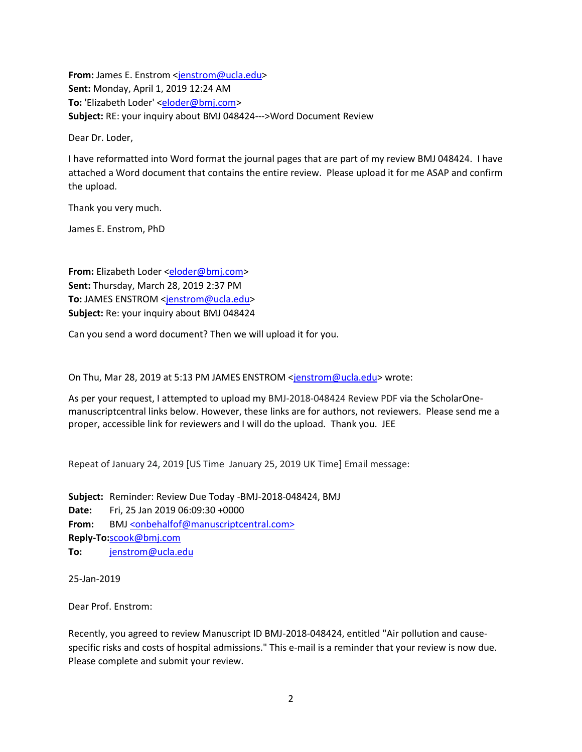**From:** James E. Enstrom <jenstrom@ucla.edu>
**Sent:** Monday, April 1, 2019 12:24 AM
**To:** 'Elizabeth Loder' <eloder@bmj.com>
**Subject:** RE: your inquiry about BMJ 048424--->Word Document Review

Dear Dr. Loder,

I have reformatted into Word format the journal pages that are part of my review BMJ 048424. I have attached a Word document that contains the entire review. Please upload it for me ASAP and confirm the upload.

Thank you very much.

James E. Enstrom, PhD

**From:** Elizabeth Loder <eloder@bmj.com>
**Sent:** Thursday, March 28, 2019 2:37 PM
**To:** JAMES ENSTROM <jenstrom@ucla.edu>
**Subject:** Re: your inquiry about BMJ 048424

Can you send a word document? Then we will upload it for you.

On Thu, Mar 28, 2019 at 5:13 PM JAMES ENSTROM <jenstrom@ucla.edu> wrote:

As per your request, I attempted to upload my BMJ-2018-048424 Review PDF via the ScholarOne-manuscriptcentral links below. However, these links are for authors, not reviewers. Please send me a proper, accessible link for reviewers and I will do the upload. Thank you. JEE

Repeat of January 24, 2019 [US Time January 25, 2019 UK Time] Email message:

**Subject:** Reminder: Review Due Today -BMJ-2018-048424, BMJ
**Date:** Fri, 25 Jan 2019 06:09:30 +0000
**From:** BMJ <onbehalfof@manuscriptcentral.com>
**Reply-To:** scook@bmj.com
**To:** jenstrom@ucla.edu

25-Jan-2019

Dear Prof. Enstrom:

Recently, you agreed to review Manuscript ID BMJ-2018-048424, entitled "Air pollution and cause-specific risks and costs of hospital admissions." This e-mail is a reminder that your review is now due. Please complete and submit your review.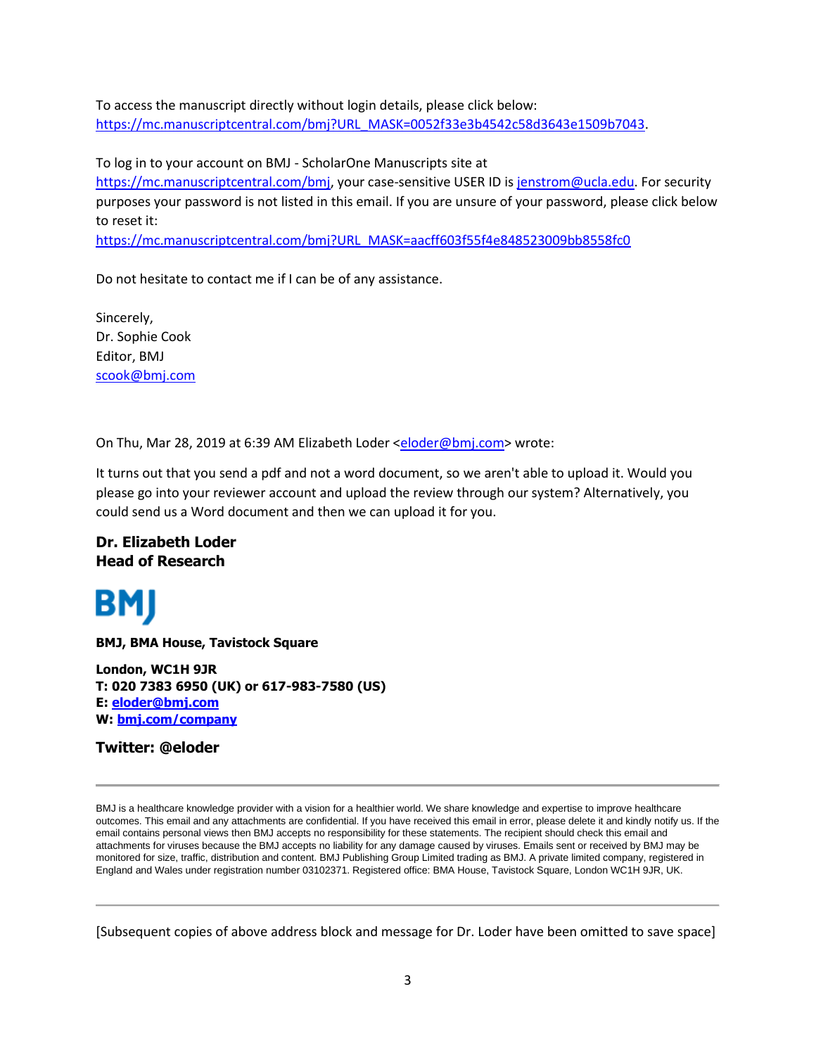To access the manuscript directly without login details, please click below:
https://mc.manuscriptcentral.com/bmj?URL_MASK=0052f33e3b4542c58d3643e1509b7043.

To log in to your account on BMJ - ScholarOne Manuscripts site at https://mc.manuscriptcentral.com/bmj, your case-sensitive USER ID is jenstrom@ucla.edu. For security purposes your password is not listed in this email. If you are unsure of your password, please click below to reset it:
https://mc.manuscriptcentral.com/bmj?URL_MASK=aacff603f55f4e848523009bb8558fc0

Do not hesitate to contact me if I can be of any assistance.

Sincerely,
Dr. Sophie Cook
Editor, BMJ
scook@bmj.com

On Thu, Mar 28, 2019 at 6:39 AM Elizabeth Loder <eloder@bmj.com> wrote:

It turns out that you send a pdf and not a word document, so we aren't able to upload it. Would you please go into your reviewer account and upload the review through our system? Alternatively, you could send us a Word document and then we can upload it for you.

**Dr. Elizabeth Loder**
**Head of Research**

**BMJ**

**BMJ, BMA House, Tavistock Square**

**London, WC1H 9JR**
**T: 020 7383 6950 (UK) or 617-983-7580 (US)**
**E: eloder@bmj.com**
**W: bmj.com/company**

**Twitter: @eloder**

---

BMJ is a healthcare knowledge provider with a vision for a healthier world. We share knowledge and expertise to improve healthcare outcomes. This email and any attachments are confidential. If you have received this email in error, please delete it and kindly notify us. If the email contains personal views then BMJ accepts no responsibility for these statements. The recipient should check this email and attachments for viruses because the BMJ accepts no liability for any damage caused by viruses. Emails sent or received by BMJ may be monitored for size, traffic, distribution and content. BMJ Publishing Group Limited trading as BMJ. A private limited company, registered in England and Wales under registration number 03102371. Registered office: BMA House, Tavistock Square, London WC1H 9JR, UK.

---

[Subsequent copies of above address block and message for Dr. Loder have been omitted to save space]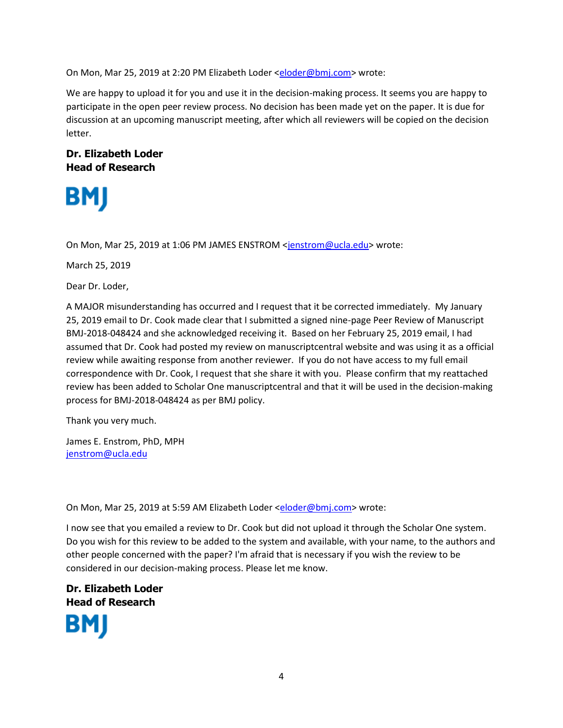On Mon, Mar 25, 2019 at 2:20 PM Elizabeth Loder <eloder@bmj.com> wrote:

We are happy to upload it for you and use it in the decision-making process. It seems you are happy to participate in the open peer review process. No decision has been made yet on the paper. It is due for discussion at an upcoming manuscript meeting, after which all reviewers will be copied on the decision letter.

**Dr. Elizabeth Loder**
**Head of Research**

**BMJ**

On Mon, Mar 25, 2019 at 1:06 PM JAMES ENSTROM <jenstrom@ucla.edu> wrote:

March 25, 2019

Dear Dr. Loder,

A MAJOR misunderstanding has occurred and I request that it be corrected immediately. My January 25, 2019 email to Dr. Cook made clear that I submitted a signed nine-page Peer Review of Manuscript BMJ-2018-048424 and she acknowledged receiving it. Based on her February 25, 2019 email, I had assumed that Dr. Cook had posted my review on manuscriptcentral website and was using it as a official review while awaiting response from another reviewer. If you do not have access to my full email correspondence with Dr. Cook, I request that she share it with you. Please confirm that my reattached review has been added to Scholar One manuscriptcentral and that it will be used in the decision-making process for BMJ-2018-048424 as per BMJ policy.

Thank you very much.

James E. Enstrom, PhD, MPH
jenstrom@ucla.edu

On Mon, Mar 25, 2019 at 5:59 AM Elizabeth Loder <eloder@bmj.com> wrote:

I now see that you emailed a review to Dr. Cook but did not upload it through the Scholar One system. Do you wish for this review to be added to the system and available, with your name, to the authors and other people concerned with the paper? I'm afraid that is necessary if you wish the review to be considered in our decision-making process. Please let me know.

**Dr. Elizabeth Loder**
**Head of Research**

**BMJ**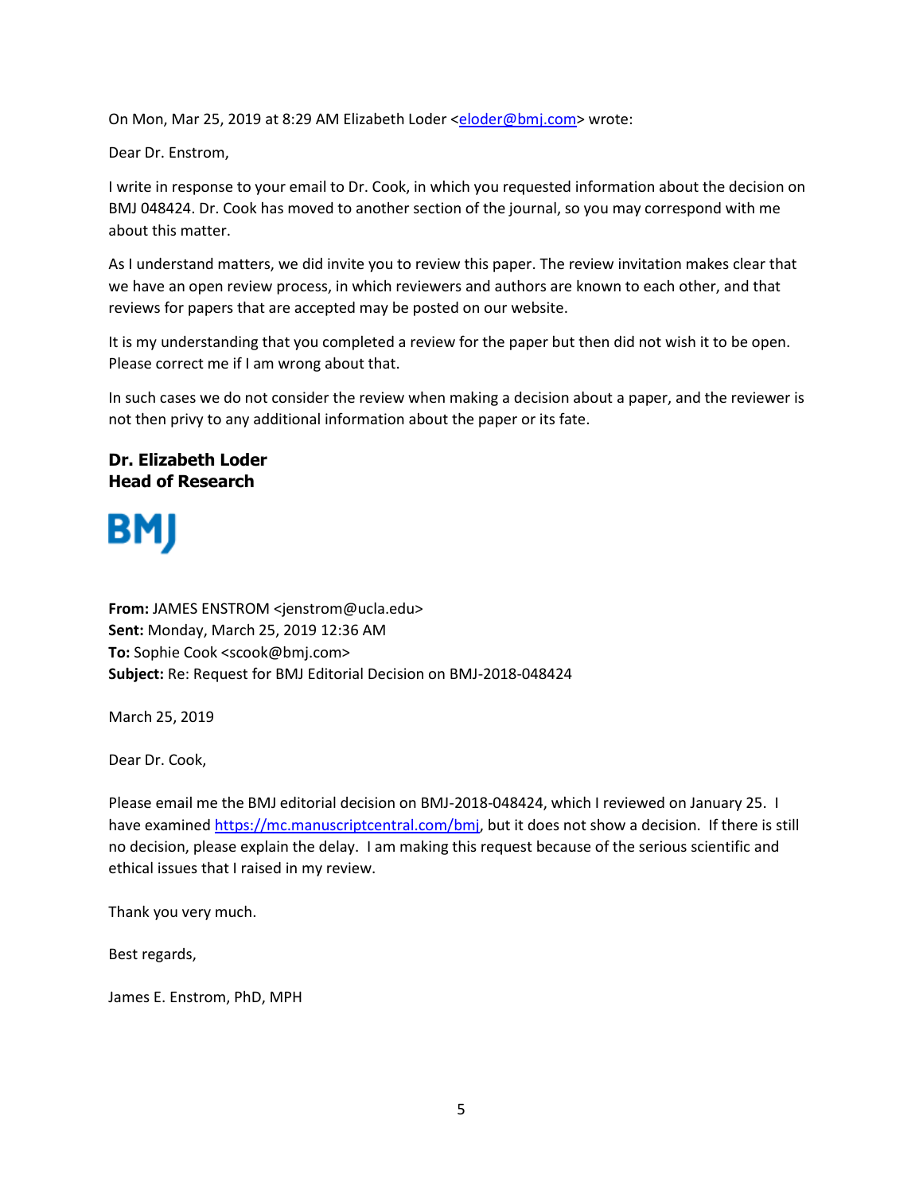On Mon, Mar 25, 2019 at 8:29 AM Elizabeth Loder <eloder@bmj.com> wrote:

Dear Dr. Enstrom,

I write in response to your email to Dr. Cook, in which you requested information about the decision on BMJ 048424. Dr. Cook has moved to another section of the journal, so you may correspond with me about this matter.

As I understand matters, we did invite you to review this paper. The review invitation makes clear that we have an open review process, in which reviewers and authors are known to each other, and that reviews for papers that are accepted may be posted on our website.

It is my understanding that you completed a review for the paper but then did not wish it to be open. Please correct me if I am wrong about that.

In such cases we do not consider the review when making a decision about a paper, and the reviewer is not then privy to any additional information about the paper or its fate.

**Dr. Elizabeth Loder**
**Head of Research**

BMJ

**From:** JAMES ENSTROM <jenstrom@ucla.edu>
**Sent:** Monday, March 25, 2019 12:36 AM
**To:** Sophie Cook <scook@bmj.com>
**Subject:** Re: Request for BMJ Editorial Decision on BMJ-2018-048424

March 25, 2019

Dear Dr. Cook,

Please email me the BMJ editorial decision on BMJ-2018-048424, which I reviewed on January 25. I have examined https://mc.manuscriptcentral.com/bmj, but it does not show a decision. If there is still no decision, please explain the delay. I am making this request because of the serious scientific and ethical issues that I raised in my review.

Thank you very much.

Best regards,

James E. Enstrom, PhD, MPH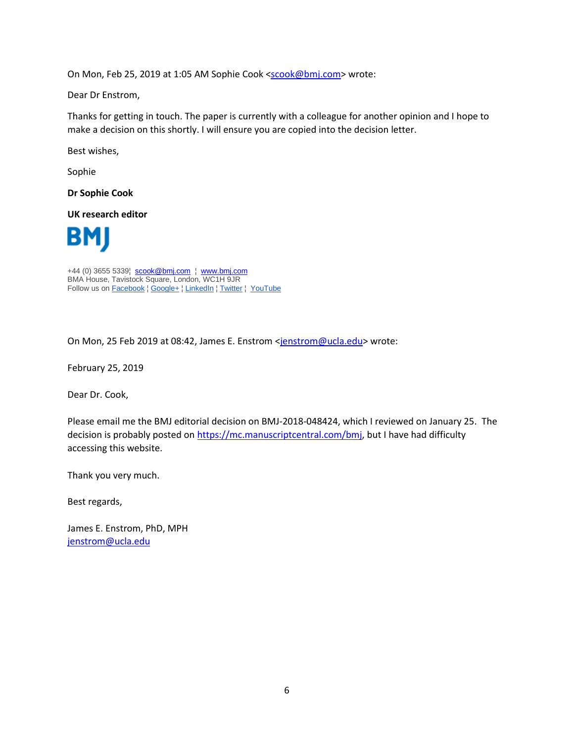On Mon, Feb 25, 2019 at 1:05 AM Sophie Cook <scook@bmj.com> wrote:

Dear Dr Enstrom,

Thanks for getting in touch. The paper is currently with a colleague for another opinion and I hope to make a decision on this shortly. I will ensure you are copied into the decision letter.

Best wishes,

Sophie

**Dr Sophie Cook**

**UK research editor**

BMJ

+44 (0) 3655 5339¦ scook@bmj.com ¦ www.bmj.com
BMA House, Tavistock Square, London, WC1H 9JR
Follow us on Facebook ¦ Google+ ¦ LinkedIn ¦ Twitter ¦ YouTube

On Mon, 25 Feb 2019 at 08:42, James E. Enstrom <jenstrom@ucla.edu> wrote:

February 25, 2019

Dear Dr. Cook,

Please email me the BMJ editorial decision on BMJ-2018-048424, which I reviewed on January 25. The decision is probably posted on https://mc.manuscriptcentral.com/bmj, but I have had difficulty accessing this website.

Thank you very much.

Best regards,

James E. Enstrom, PhD, MPH
jenstrom@ucla.edu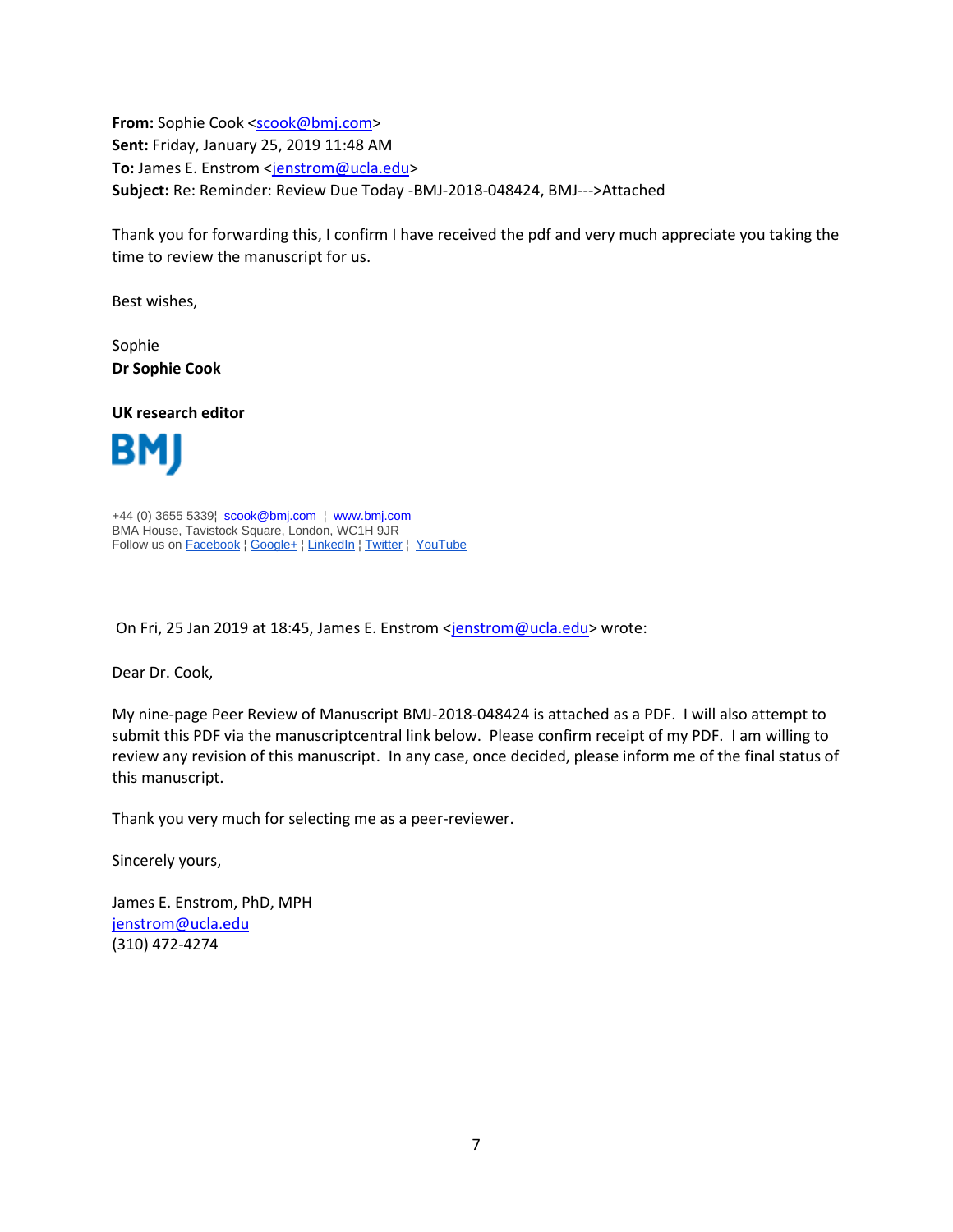**From:** Sophie Cook <scook@bmj.com>
**Sent:** Friday, January 25, 2019 11:48 AM
**To:** James E. Enstrom <jenstrom@ucla.edu>
**Subject:** Re: Reminder: Review Due Today -BMJ-2018-048424, BMJ--->Attached

Thank you for forwarding this, I confirm I have received the pdf and very much appreciate you taking the time to review the manuscript for us.

Best wishes,

Sophie
**Dr Sophie Cook**

**UK research editor**

BMJ

+44 (0) 3655 5339¦ scook@bmj.com ¦ www.bmj.com
BMA House, Tavistock Square, London, WC1H 9JR
Follow us on Facebook ¦ Google+ ¦ LinkedIn ¦ Twitter ¦ YouTube

On Fri, 25 Jan 2019 at 18:45, James E. Enstrom <jenstrom@ucla.edu> wrote:

Dear Dr. Cook,

My nine-page Peer Review of Manuscript BMJ-2018-048424 is attached as a PDF. I will also attempt to submit this PDF via the manuscriptcentral link below. Please confirm receipt of my PDF. I am willing to review any revision of this manuscript. In any case, once decided, please inform me of the final status of this manuscript.

Thank you very much for selecting me as a peer-reviewer.

Sincerely yours,

James E. Enstrom, PhD, MPH
jenstrom@ucla.edu
(310) 472-4274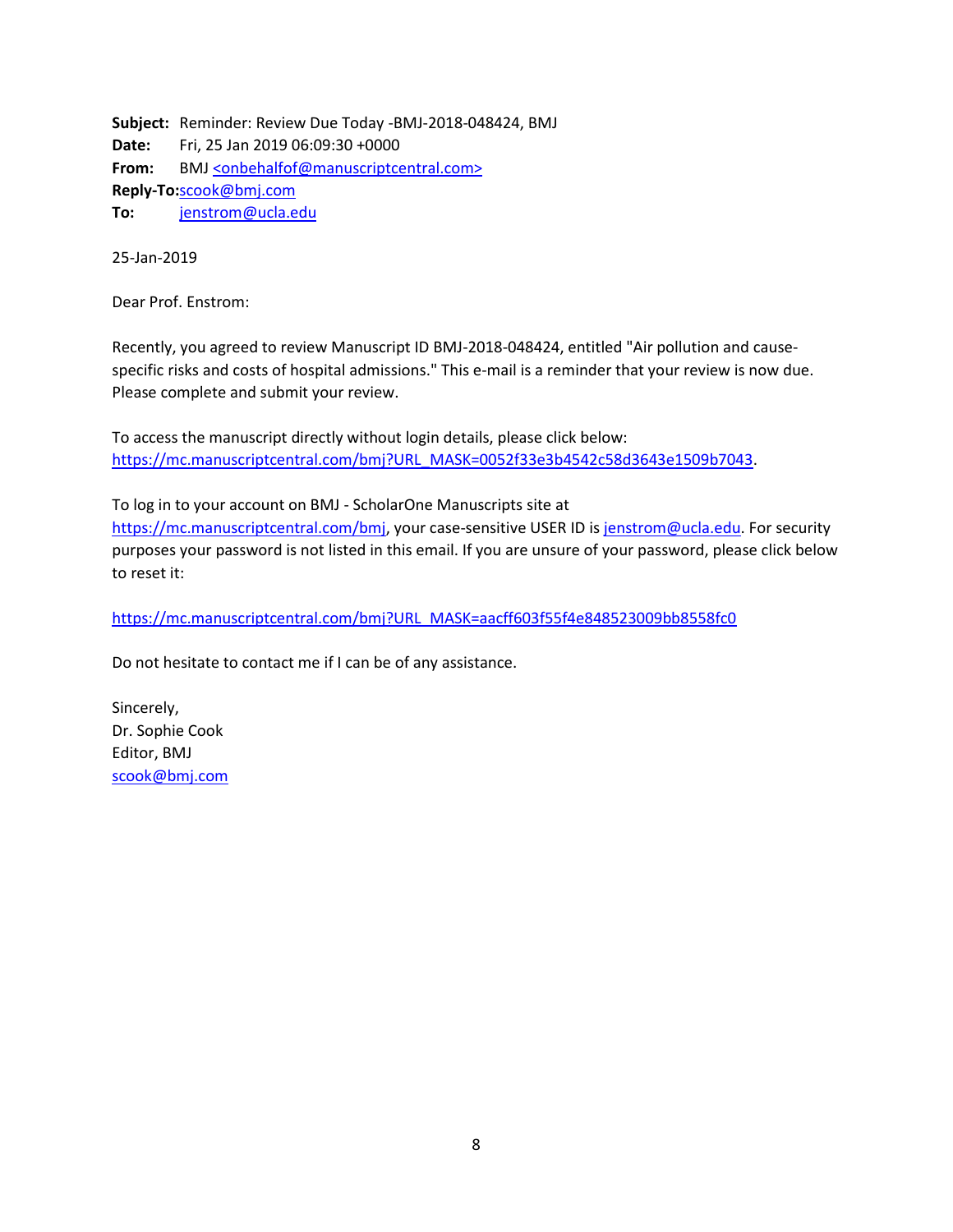**Subject:** Reminder: Review Due Today -BMJ-2018-048424, BMJ
**Date:** Fri, 25 Jan 2019 06:09:30 +0000
**From:** BMJ <onbehalfof@manuscriptcentral.com>
**Reply-To:** scook@bmj.com
**To:** jenstrom@ucla.edu

25-Jan-2019

Dear Prof. Enstrom:

Recently, you agreed to review Manuscript ID BMJ-2018-048424, entitled "Air pollution and cause-specific risks and costs of hospital admissions." This e-mail is a reminder that your review is now due. Please complete and submit your review.

To access the manuscript directly without login details, please click below:
https://mc.manuscriptcentral.com/bmj?URL_MASK=0052f33e3b4542c58d3643e1509b7043.

To log in to your account on BMJ - ScholarOne Manuscripts site at https://mc.manuscriptcentral.com/bmj, your case-sensitive USER ID is jenstrom@ucla.edu. For security purposes your password is not listed in this email. If you are unsure of your password, please click below to reset it:

https://mc.manuscriptcentral.com/bmj?URL_MASK=aacff603f55f4e848523009bb8558fc0

Do not hesitate to contact me if I can be of any assistance.

Sincerely,
Dr. Sophie Cook
Editor, BMJ
scook@bmj.com